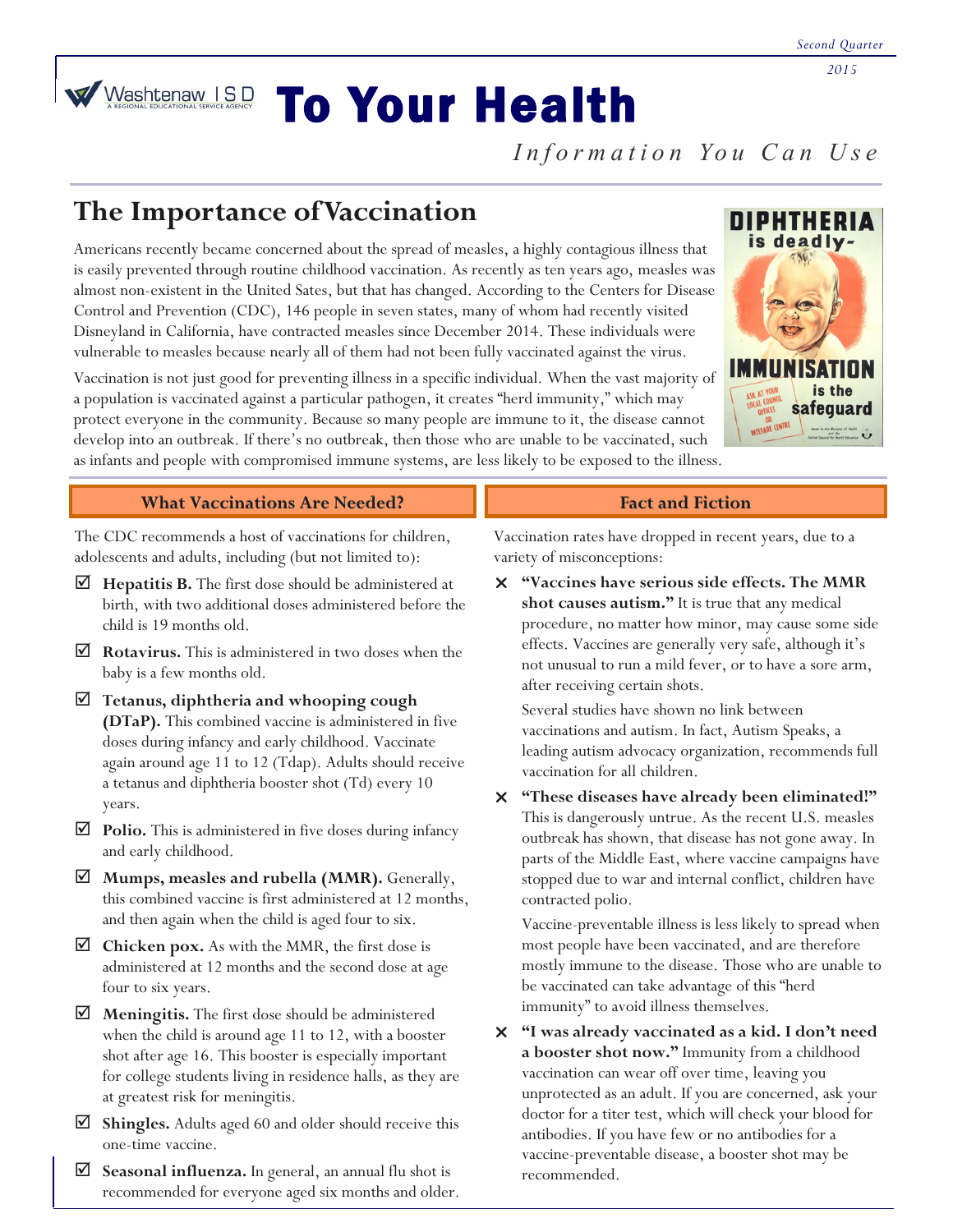Second Quarter 2015

# To Your Health

*Information You Can Use*

## The Importance of Vaccination

Americans recently became concerned about the spread of measles, a highly contagious illness that is easily prevented through routine childhood vaccination. As recently as ten years ago, measles was almost non-existent in the United Sates, but that has changed. According to the Centers for Disease Control and Prevention (CDC), 146 people in seven states, many of whom had recently visited Disneyland in California, have contracted measles since December 2014. These individuals were vulnerable to measles because nearly all of them had not been fully vaccinated against the virus.

Vaccination is not just good for preventing illness in a specific individual. When the vast majority of a population is vaccinated against a particular pathogen, it creates "herd immunity," which may protect everyone in the community. Because so many people are immune to it, the disease cannot develop into an outbreak. If there's no outbreak, then those who are unable to be vaccinated, such as infants and people with compromised immune systems, are less likely to be exposed to the illness.

### What Vaccinations Are Needed?

The CDC recommends a host of vaccinations for children, adolescents and adults, including (but not limited to):

- ☑ **Hepatitis B.** The first dose should be administered at birth, with two additional doses administered before the child is 19 months old.
- ☑ **Rotavirus.** This is administered in two doses when the baby is a few months old.
- ☑ **Tetanus, diphtheria and whooping cough (DTaP).** This combined vaccine is administered in five doses during infancy and early childhood. Vaccinate again around age 11 to 12 (Tdap). Adults should receive a tetanus and diphtheria booster shot (Td) every 10 years.
- ☑ **Polio.** This is administered in five doses during infancy and early childhood.
- ☑ **Mumps, measles and rubella (MMR).** Generally, this combined vaccine is first administered at 12 months, and then again when the child is aged four to six.
- ☑ **Chicken pox.** As with the MMR, the first dose is administered at 12 months and the second dose at age four to six years.
- ☑ **Meningitis.** The first dose should be administered when the child is around age 11 to 12, with a booster shot after age 16. This booster is especially important for college students living in residence halls, as they are at greatest risk for meningitis.
- ☑ **Shingles.** Adults aged 60 and older should receive this one-time vaccine.
- ☑ **Seasonal influenza.** In general, an annual flu shot is recommended for everyone aged six months and older.

### Fact and Fiction

Vaccination rates have dropped in recent years, due to a variety of misconceptions:

- ✕ **"Vaccines have serious side effects. The MMR shot causes autism."** It is true that any medical procedure, no matter how minor, may cause some side effects. Vaccines are generally very safe, although it's not unusual to run a mild fever, or to have a sore arm, after receiving certain shots.

  Several studies have shown no link between vaccinations and autism. In fact, Autism Speaks, a leading autism advocacy organization, recommends full vaccination for all children.

- ✕ **"These diseases have already been eliminated!"** This is dangerously untrue. As the recent U.S. measles outbreak has shown, that disease has not gone away. In parts of the Middle East, where vaccine campaigns have stopped due to war and internal conflict, children have contracted polio.

  Vaccine-preventable illness is less likely to spread when most people have been vaccinated, and are therefore mostly immune to the disease. Those who are unable to be vaccinated can take advantage of this "herd immunity" to avoid illness themselves.

- ✕ **"I was already vaccinated as a kid. I don't need a booster shot now."** Immunity from a childhood vaccination can wear off over time, leaving you unprotected as an adult. If you are concerned, ask your doctor for a titer test, which will check your blood for antibodies. If you have few or no antibodies for a vaccine-preventable disease, a booster shot may be recommended.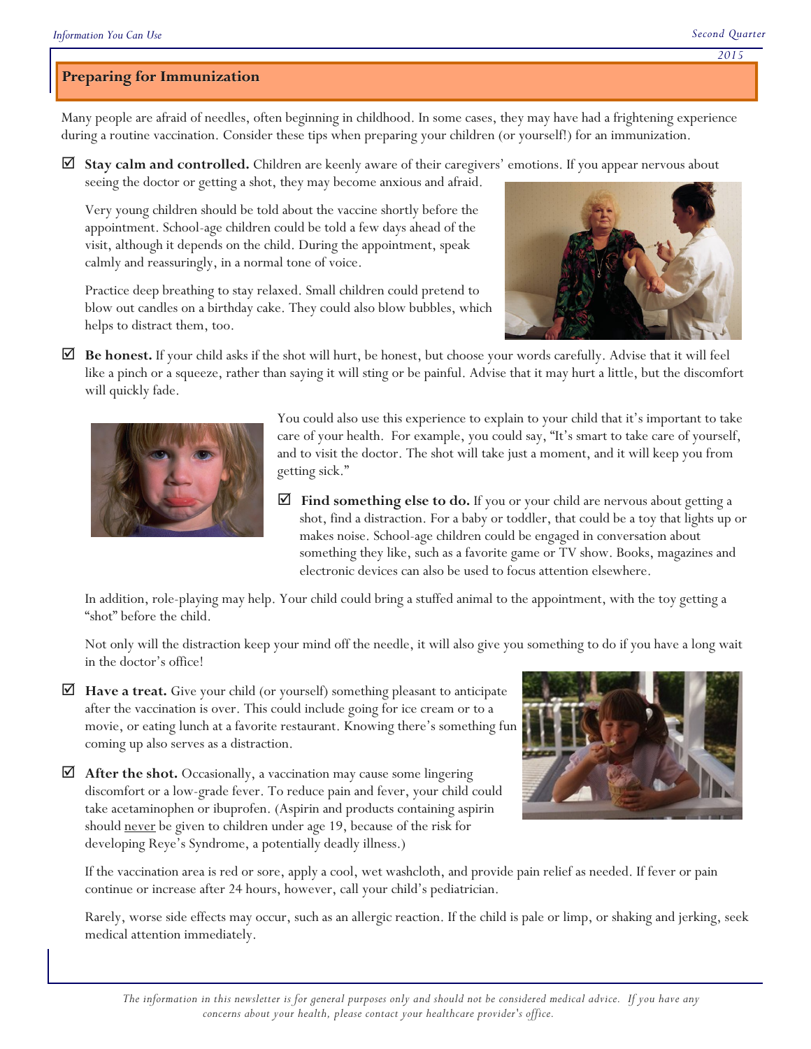## Preparing for Immunization

Many people are afraid of needles, often beginning in childhood. In some cases, they may have had a frightening experience during a routine vaccination. Consider these tips when preparing your children (or yourself!) for an immunization.

☑ **Stay calm and controlled.** Children are keenly aware of their caregivers' emotions. If you appear nervous about seeing the doctor or getting a shot, they may become anxious and afraid.

Very young children should be told about the vaccine shortly before the appointment. School-age children could be told a few days ahead of the visit, although it depends on the child. During the appointment, speak calmly and reassuringly, in a normal tone of voice.

Practice deep breathing to stay relaxed. Small children could pretend to blow out candles on a birthday cake. They could also blow bubbles, which helps to distract them, too.

☑ **Be honest.** If your child asks if the shot will hurt, be honest, but choose your words carefully. Advise that it will feel like a pinch or a squeeze, rather than saying it will sting or be painful. Advise that it may hurt a little, but the discomfort will quickly fade.

You could also use this experience to explain to your child that it's important to take care of your health. For example, you could say, "It's smart to take care of yourself, and to visit the doctor. The shot will take just a moment, and it will keep you from getting sick."

☑ **Find something else to do.** If you or your child are nervous about getting a shot, find a distraction. For a baby or toddler, that could be a toy that lights up or makes noise. School-age children could be engaged in conversation about something they like, such as a favorite game or TV show. Books, magazines and electronic devices can also be used to focus attention elsewhere.

In addition, role-playing may help. Your child could bring a stuffed animal to the appointment, with the toy getting a "shot" before the child.

Not only will the distraction keep your mind off the needle, it will also give you something to do if you have a long wait in the doctor's office!

☑ **Have a treat.** Give your child (or yourself) something pleasant to anticipate after the vaccination is over. This could include going for ice cream or to a movie, or eating lunch at a favorite restaurant. Knowing there's something fun coming up also serves as a distraction.

☑ **After the shot.** Occasionally, a vaccination may cause some lingering discomfort or a low-grade fever. To reduce pain and fever, your child could take acetaminophen or ibuprofen. (Aspirin and products containing aspirin should never be given to children under age 19, because of the risk for developing Reye's Syndrome, a potentially deadly illness.)

If the vaccination area is red or sore, apply a cool, wet washcloth, and provide pain relief as needed. If fever or pain continue or increase after 24 hours, however, call your child's pediatrician.

Rarely, worse side effects may occur, such as an allergic reaction. If the child is pale or limp, or shaking and jerking, seek medical attention immediately.

*The information in this newsletter is for general purposes only and should not be considered medical advice. If you have any concerns about your health, please contact your healthcare provider's office.*